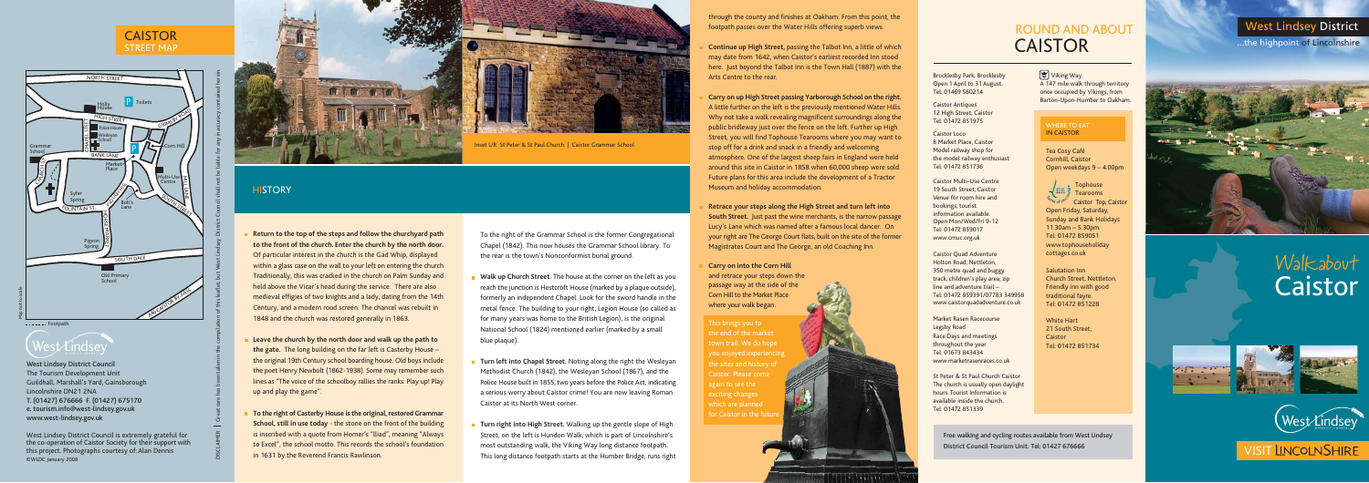# CAISTOR
## STREET MAP

NORTH STREET · HIGH STREET · CHAPEL STREET · BANK LANE · FOUNTAIN ST · SOUTH DALE · Holly House · Toilets · Police House · Wesleyan School · Corn Hill · Market Place · Grammar School · Multi-Use Centre · Syfer Spring · Bob's Lane · Pigeon Spring · Old Primary School · Caistor By Pass

Map not to scale

....... Footpath

DISCLAIMER | Great care has been taken in the compilation of this leaflet, but West Lindsey District Council shall not be liable for any inaccuracy contained herein.

**West Lindsey District Council**
The Tourism Development Unit
Guildhall, Marshall's Yard, Gainsborough
Lincolnshire DN21 2NA
T. (01427) 676666 F. (01427) 675170
e. tourism.info@west-lindsey.gov.uk
www.west-lindsey.gov.uk

West Lindsey District Council is extremely grateful for the co-operation of Caistor Society for their support with this project. Photographs courtesy of: Alan Dennis
©WLDC January 2008

Inset L/R St Peter & St Paul Church | Caistor Grammar School

## HISTORY

- **Return to the top of the steps and follow the churchyard path to the front of the church. Enter the church by the north door.** Of particular interest in the church is the Gad Whip, displayed within a glass case on the wall to your left on entering the church. Traditionally, this was cracked in the church on Palm Sunday and held above the Vicar's head during the service. There are also medieval effigies of two knights and a lady, dating from the 14th Century, and a modern rood screen. The chancel was rebuilt in 1848 and the church was restored generally in 1863.
- **Leave the church by the north door and walk up the path to the gate.** The long building on the far left is Casterby House – the original 19th Century school boarding house. Old boys include the poet Henry Newbolt (1862-1938). Some may remember such lines as "The voice of the schoolboy rallies the ranks: Play up! Play up and play the game".
- **To the right of Casterby House is the original, restored Grammar School, still in use today** - the stone on the front of the building is inscribed with a quote from Homer's "Iliad", meaning "Always to Excel", the school motto. This records the school's foundation in 1631 by the Reverend Francis Rawlinson.

To the right of the Grammar School is the former Congregational Chapel (1842). This now houses the Grammar School library. To the rear is the town's Nonconformist burial ground.

- **Walk up Church Street.** The house at the corner on the left as you reach the junction is Hestcroft House (marked by a plaque outside), formerly an independent Chapel. Look for the sword handle in the metal fence. The building to your right, Legion House (so called as for many years was home to the British Legion), is the original National School (1824) mentioned earlier (marked by a small blue plaque).
- **Turn left into Chapel Street.** Noting along the right the Wesleyan Methodist Church (1842), the Wesleyan School (1867), and the Police House built in 1855, two years before the Police Act, indicating a serious worry about Caistor crime! You are now leaving Roman Caistor at its North West corner.
- **Turn right into High Street.** Walking up the gentle slope of High Street, on the left is Hundon Walk, which is part of Lincolnshire's most outstanding walk, the Viking Way long distance footpath. This long distance footpath starts at the Humber Bridge, runs right through the county and finishes at Oakham. From this point, the footpath passes over the Water Hills offering superb views.
- **Continue up High Street,** passing the Talbot Inn, a little of which may date from 1642, when Caistor's earliest recorded Inn stood here. Just beyond the Talbot Inn is the Town Hall (1887) with the Arts Centre to the rear.
- **Carry on up High Street passing Yarborough School on the right.** A little further on the left is the previously mentioned Water Hills. Why not take a walk revealing magnificent surroundings along the public bridleway just over the fence on the left. Further up High Street, you will find Tophouse Tearooms where you may want to stop off for a drink and snack in a friendly and welcoming atmosphere. One of the largest sheep fairs in England were held around this site in Caistor in 1858 when 60,000 sheep were sold. Future plans for this area include the development of a Tractor Museum and holiday accommodation.
- **Retrace your steps along the High Street and turn left into South Street.** Just past the wine merchants, is the narrow passage Lucy's Lane which was named after a famous local dancer. On your right are The George Court flats, built on the site of the former Magistrates Court and The George, an old Coaching Inn.
- **Carry on into the Corn Hill** and retrace your steps down the passage way at the side of the Corn Hill to the Market Place where your walk began.

This brings you to the end of the market town trail. We do hope you enjoyed experiencing the sites and history of Caistor. Please come again to see the exciting changes which are planned for Caistor in the future.

# ROUND AND ABOUT CAISTOR

Brocklesby Park, Brocklesby
Open 1 April to 31 August.
Tel: 01469 560214

Caistor Antiques
12 High Street, Caistor
Tel: 01472 851975

Caistor Loco
8 Market Place, Caistor
Model railway shop for the model railway enthusiast
Tel: 01472 851736

Caistor Multi-Use Centre
19 South Street, Caistor
Venue for room hire and bookings, tourist information available.
Open Mon/Wed/Fri 9-12
Tel: 01472 859017
www.cmuc.org.uk

Caistor Quad Adventure
Holton Road, Nettleton,
350 metre quad and buggy track, children's play area, zip line and adventure trail –
Tel: 01472 859391/07783 349958
www.caistorquadadventure.co.uk

Market Rasen Racecourse
Legsby Road
Race Days and meetings throughout the year
Tel: 01673 843434
www.marketrasenraces.co.uk

St Peter & St Paul Church Caistor
The church is usually open daylight hours. Tourist information is available inside the church.
Tel: 01472 851339

Viking Way
A 147 mile walk through territory once occupied by Vikings, from Barton-Upon-Humber to Oakham.

### WHERE TO EAT IN CAISTOR

Tea Cosy Café
Cornhill, Caistor
Open weekdays 9 – 4.00pm

Tophouse Tearooms
Caistor Top, Caistor
Open Friday, Saturday, Sunday and Bank Holidays 11.30am – 5.30pm.
Tel: 01472 859051
www.tophouseholiday cottages.co.uk

Salutation Inn
Church Street, Nettleton.
Friendly inn with good traditional fayre.
Tel: 01472 851228

White Hart
21 South Street, Caistor
Tel: 01472 851734

Free walking and cycling routes available from West Lindsey District Council Tourism Unit. Tel: 01427 676666

## West Lindsey District
...the highpoint of Lincolnshire

# Walkabout Caistor

VISIT LINCOLNSHIRE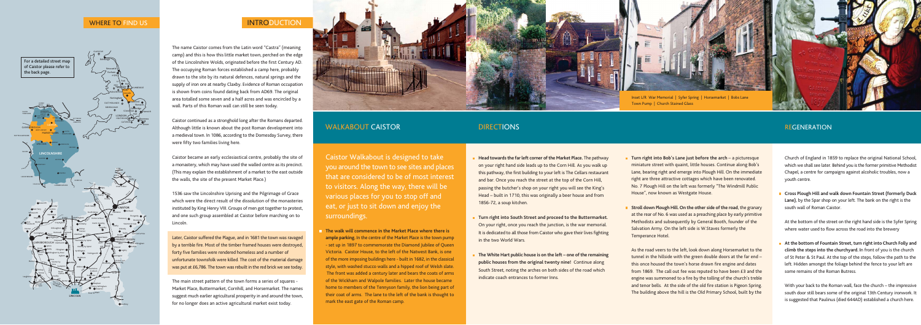## WHERE TO FIND US

For a detailed street map of Caistor please refer to the back page.

## INTRODUCTION

The name Caistor comes from the Latin word "Castra" (meaning camp) and this is how this little market town, perched on the edge of the Lincolnshire Wolds, originated before the first Century AD. The occupying Roman forces established a camp here, probably drawn to the site by its natural defences, natural springs and the supply of iron ore at nearby Claxby. Evidence of Roman occupation is shown from coins found dating back from AD69. The original area totalled some seven and a half acres and was encircled by a wall. Parts of this Roman wall can still be seen today.

Caistor continued as a stronghold long after the Romans departed. Although little is known about the post Roman development into a medieval town. In 1086, according to the Domesday Survey, there were fifty two families living here.

Caistor became an early ecclesiastical centre, probably the site of a monastery, which may have used the walled centre as its precinct. (This may explain the establishment of a market to the east outside the walls, the site of the present Market Place.)

1536 saw the Lincolnshire Uprising and the Pilgrimage of Grace which were the direct result of the dissolution of the monasteries instituted by King Henry VIII. Groups of men got together to protest, and one such group assembled at Caistor before marching on to Lincoln.

Later, Caistor suffered the Plague, and in 1681 the town was ravaged by a terrible fire. Most of the timber framed houses were destroyed, forty five families were rendered homeless and a number of unfortunate townsfolk were killed. The cost of the material damage was put at £6,786. The town was rebuilt in the red brick we see today.

The main street pattern of the town forms a series of squares - Market Place, Buttermarket, Cornhill, and Horsemarket. The names suggest much earlier agricultural prosperity in and around the town, for no longer does an active agricultural market exist today.

Inset L/R War Memorial | Syfer Spring | Horsemarket | Bobs Lane Town Pump | Church Stained Glass

## WALKABOUT CAISTOR

Caistor Walkabout is designed to take you around the town to see sites and places that are considered to be of most interest to visitors. Along the way, there will be various places for you to stop off and eat, or just to sit down and enjoy the surroundings.

- **The walk will commence in the Market Place where there is ample parking.** In the centre of the Market Place is the town pump - set up in 1897 to commemorate the Diamond Jubilee of Queen Victoria. Caistor House, to the left of the Natwest Bank, is one of the more imposing buildings here - built in 1682, in the classical style, with washed stucco walls and a hipped roof of Welsh slate. The front was added a century later and bears the coats of arms of the Wickham and Walpole families. Later the house became home to members of the Tennyson family, the lion being part of their coat of arms. The lane to the left of the bank is thought to mark the east gate of the Roman camp.

## DIRECTIONS

- **Head towards the far left corner of the Market Place.** The pathway on your right hand side leads up to the Corn Hill. As you walk up this pathway, the first building to your left is The Cellars restaurant and bar. Once you reach the street at the top of the Corn Hill, passing the butcher's shop on your right you will see the King's Head – built in 1710, this was originally a beer house and from 1856-72, a soup kitchen.
- **Turn right into South Street and proceed to the Buttermarket.** On your right, once you reach the junction, is the war memorial. It is dedicated to all those from Caistor who gave their lives fighting in the two World Wars.
- **The White Hart public house is on the left – one of the remaining public houses from the original twenty nine!** Continue along South Street, noting the arches on both sides of the road which indicate coach entrances to former Inns.
- **Turn right into Bob's Lane just before the arch** – a picturesque miniature street with quaint, little houses. Continue along Bob's Lane, bearing right and emerge into Plough Hill. On the immediate right are three attractive cottages which have been renovated. No. 7 Plough Hill on the left was formerly "The Windmill Public House", now known as Westgate House.
- **Stroll down Plough Hill. On the other side of the road**, the granary at the rear of No. 6 was used as a preaching place by early primitive Methodists and subsequently by General Booth, founder of the Salvation Army. On the left side is W.Staves formerly the Temperance Hotel.

As the road veers to the left, look down along Horsemarket to the tunnel in the hillside with the green double doors at the far end – this once housed the town's horse drawn fire engine and dates from 1869. The call out fee was reputed to have been £3 and the engine was summoned to a fire by the tolling of the church's treble and tenor bells. At the side of the old fire station is Pigeon Spring. The building above the hill is the Old Primary School, built by the

## REGENERATION

Church of England in 1859 to replace the original National School, which we shall see later. Behind you is the former primitive Methodist Chapel, a centre for campaigns against alcoholic troubles, now a youth centre.

- **Cross Plough Hill and walk down Fountain Street (formerly Duck Lane)**, by the Spar shop on your left. The bank on the right is the south wall of Roman Caistor.

At the bottom of the street on the right hand side is the Syfer Spring where water used to flow across the road into the brewery

- **At the bottom of Fountain Street, turn right into Church Folly and climb the steps into the churchyard.** In front of you is the church of St Peter & St Paul. At the top of the steps, follow the path to the left. Hidden amongst the foliage behind the fence to your left are some remains of the Roman Butress.

With your back to the Roman wall, face the church – the impressive south door still bears some of the original 13th Century ironwork. It is suggested that Paulinus (died 644AD) established a church here.